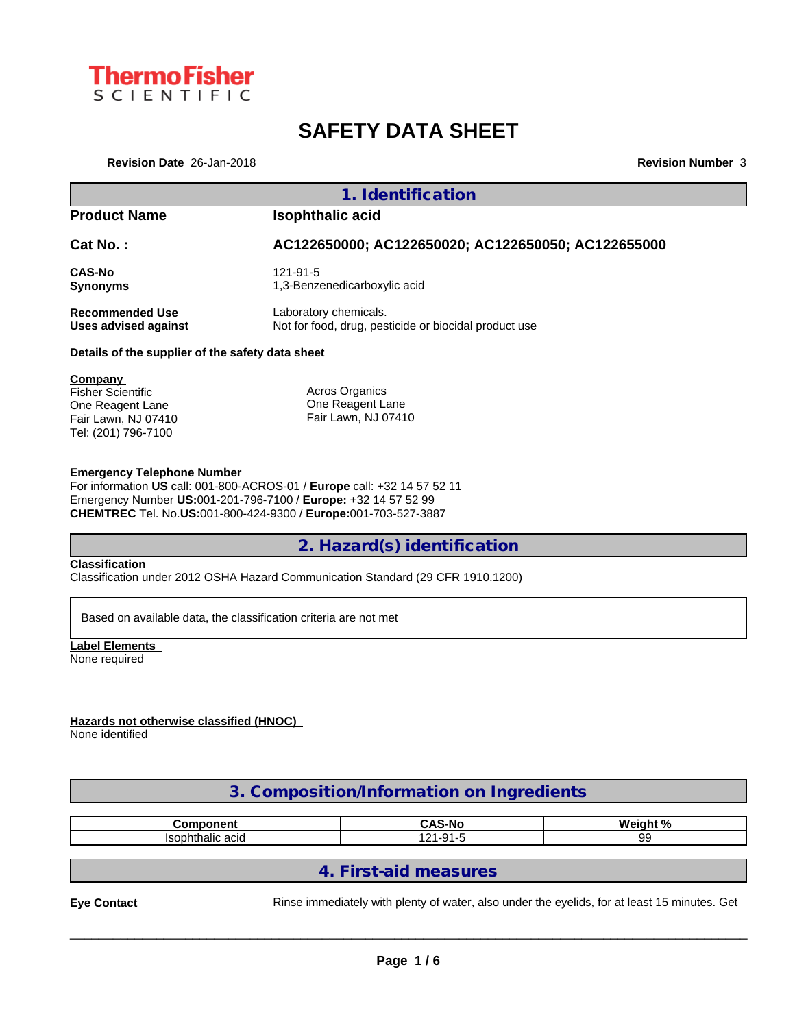ThermoFisher SCIENTIFIC

# SAFETY DATA SHEET

**Revision Date** 26-Jan-2018 **Revision Number** 3

## 1. Identification

**Product Name** **Isophthalic acid**

**Cat No. :** **AC122650000; AC122650020; AC122650050; AC122655000**

**CAS-No** 121-91-5
**Synonyms** 1,3-Benzenedicarboxylic acid

**Recommended Use** Laboratory chemicals.
**Uses advised against** Not for food, drug, pesticide or biocidal product use

**Details of the supplier of the safety data sheet**

**Company**
Fisher Scientific
One Reagent Lane
Fair Lawn, NJ 07410
Tel: (201) 796-7100

Acros Organics
One Reagent Lane
Fair Lawn, NJ 07410

**Emergency Telephone Number**
For information **US** call: 001-800-ACROS-01 / **Europe** call: +32 14 57 52 11
Emergency Number **US:**001-201-796-7100 / **Europe:** +32 14 57 52 99
**CHEMTREC** Tel. No.**US:**001-800-424-9300 / **Europe:**001-703-527-3887

## 2. Hazard(s) identification

**Classification**
Classification under 2012 OSHA Hazard Communication Standard (29 CFR 1910.1200)

Based on available data, the classification criteria are not met

**Label Elements**
None required

**Hazards not otherwise classified (HNOC)**
None identified

## 3. Composition/Information on Ingredients

| Component | CAS-No | Weight % |
|---|---|---|
| Isophthalic acid | 121-91-5 | 99 |

## 4. First-aid measures

**Eye Contact** Rinse immediately with plenty of water, also under the eyelids, for at least 15 minutes. Get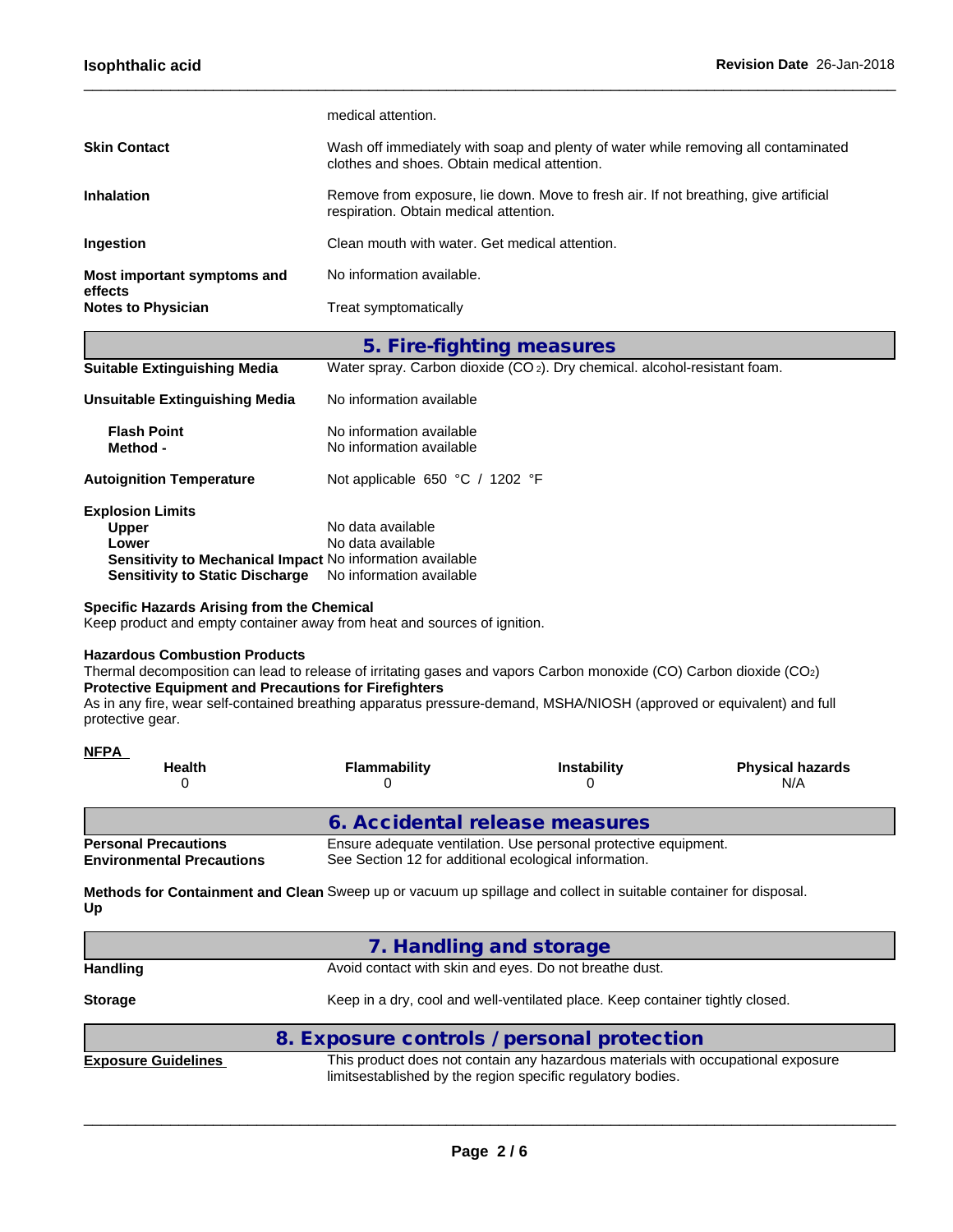medical attention.

**Skin Contact** Wash off immediately with soap and plenty of water while removing all contaminated clothes and shoes. Obtain medical attention.

**Inhalation** Remove from exposure, lie down. Move to fresh air. If not breathing, give artificial respiration. Obtain medical attention.

**Ingestion** Clean mouth with water. Get medical attention.

**Most important symptoms and effects** No information available.

**Notes to Physician** Treat symptomatically

## 5. Fire-fighting measures

**Suitable Extinguishing Media** Water spray. Carbon dioxide ($CO_2$). Dry chemical. alcohol-resistant foam.

**Unsuitable Extinguishing Media** No information available

**Flash Point** No information available
**Method -** No information available

**Autoignition Temperature** Not applicable 650 °C / 1202 °F

**Explosion Limits**
**Upper** No data available
**Lower** No data available
**Sensitivity to Mechanical Impact** No information available
**Sensitivity to Static Discharge** No information available

**Specific Hazards Arising from the Chemical**
Keep product and empty container away from heat and sources of ignition.

**Hazardous Combustion Products**
Thermal decomposition can lead to release of irritating gases and vapors Carbon monoxide (CO) Carbon dioxide ($CO_2$)
**Protective Equipment and Precautions for Firefighters**
As in any fire, wear self-contained breathing apparatus pressure-demand, MSHA/NIOSH (approved or equivalent) and full protective gear.

**NFPA**

| Health | Flammability | Instability | Physical hazards |
|---|---|---|---|
| 0 | 0 | 0 | N/A |

## 6. Accidental release measures

**Personal Precautions** Ensure adequate ventilation. Use personal protective equipment.
**Environmental Precautions** See Section 12 for additional ecological information.

**Methods for Containment and Clean Up** Sweep up or vacuum up spillage and collect in suitable container for disposal.

## 7. Handling and storage

**Handling** Avoid contact with skin and eyes. Do not breathe dust.

**Storage** Keep in a dry, cool and well-ventilated place. Keep container tightly closed.

## 8. Exposure controls / personal protection

**Exposure Guidelines** This product does not contain any hazardous materials with occupational exposure limitsestablished by the region specific regulatory bodies.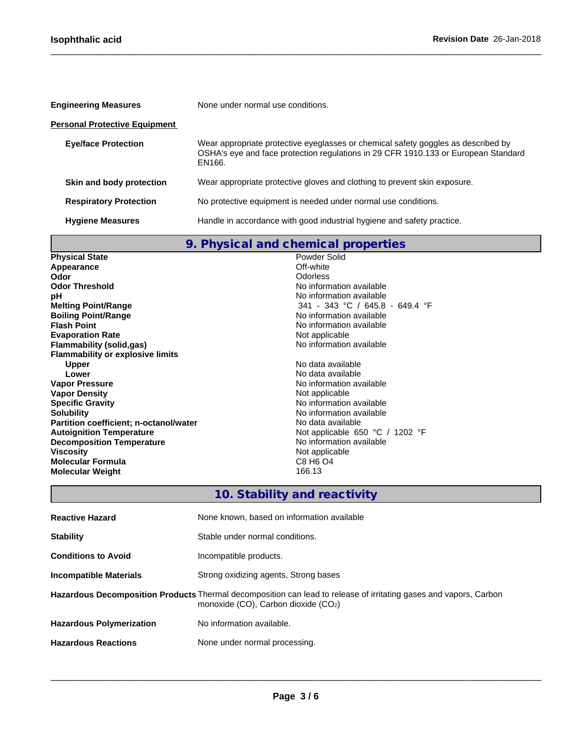**Engineering Measures** None under normal use conditions.

**Personal Protective Equipment**

| | |
|---|---|
| **Eye/face Protection** | Wear appropriate protective eyeglasses or chemical safety goggles as described by OSHA's eye and face protection regulations in 29 CFR 1910.133 or European Standard EN166. |
| **Skin and body protection** | Wear appropriate protective gloves and clothing to prevent skin exposure. |
| **Respiratory Protection** | No protective equipment is needed under normal use conditions. |
| **Hygiene Measures** | Handle in accordance with good industrial hygiene and safety practice. |

## 9. Physical and chemical properties

| | |
|---|---|
| **Physical State** | Powder Solid |
| **Appearance** | Off-white |
| **Odor** | Odorless |
| **Odor Threshold** | No information available |
| **pH** | No information available |
| **Melting Point/Range** | 341 - 343 °C / 645.8 - 649.4 °F |
| **Boiling Point/Range** | No information available |
| **Flash Point** | No information available |
| **Evaporation Rate** | Not applicable |
| **Flammability (solid,gas)** | No information available |
| **Flammability or explosive limits** | |
| **Upper** | No data available |
| **Lower** | No data available |
| **Vapor Pressure** | No information available |
| **Vapor Density** | Not applicable |
| **Specific Gravity** | No information available |
| **Solubility** | No information available |
| **Partition coefficient; n-octanol/water** | No data available |
| **Autoignition Temperature** | Not applicable 650 °C / 1202 °F |
| **Decomposition Temperature** | No information available |
| **Viscosity** | Not applicable |
| **Molecular Formula** | C8 H6 O4 |
| **Molecular Weight** | 166.13 |

## 10. Stability and reactivity

| | |
|---|---|
| **Reactive Hazard** | None known, based on information available |
| **Stability** | Stable under normal conditions. |
| **Conditions to Avoid** | Incompatible products. |
| **Incompatible Materials** | Strong oxidizing agents, Strong bases |
| **Hazardous Decomposition Products** | Thermal decomposition can lead to release of irritating gases and vapors, Carbon monoxide (CO), Carbon dioxide ($CO_2$) |
| **Hazardous Polymerization** | No information available. |
| **Hazardous Reactions** | None under normal processing. |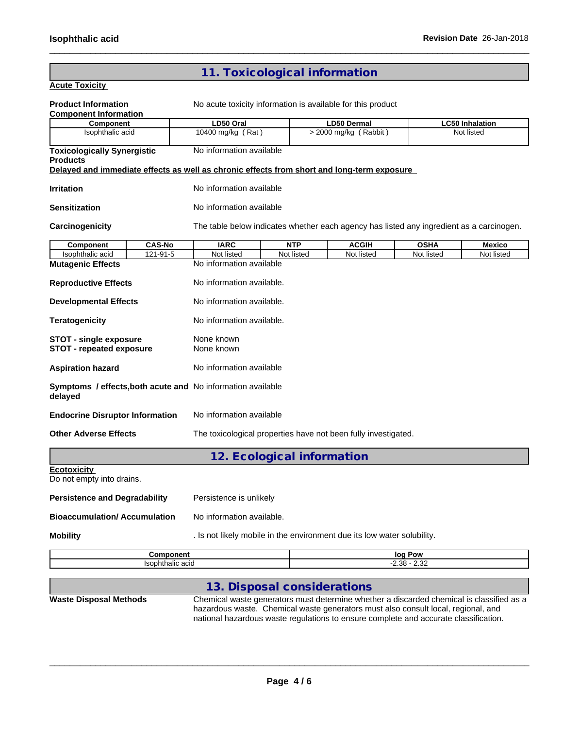## 11. Toxicological information

**Acute Toxicity**

**Product Information** No acute toxicity information is available for this product

**Component Information**

| Component | LD50 Oral | LD50 Dermal | LC50 Inhalation |
|---|---|---|---|
| Isophthalic acid | 10400 mg/kg ( Rat ) | > 2000 mg/kg ( Rabbit ) | Not listed |

**Toxicologically Synergistic Products** No information available

**Delayed and immediate effects as well as chronic effects from short and long-term exposure**

**Irritation** No information available

**Sensitization** No information available

**Carcinogenicity** The table below indicates whether each agency has listed any ingredient as a carcinogen.

| Component | CAS-No | IARC | NTP | ACGIH | OSHA | Mexico |
|---|---|---|---|---|---|---|
| Isophthalic acid | 121-91-5 | Not listed | Not listed | Not listed | Not listed | Not listed |

**Mutagenic Effects** No information available

**Reproductive Effects** No information available.

**Developmental Effects** No information available.

**Teratogenicity** No information available.

**STOT - single exposure** None known
**STOT - repeated exposure** None known

**Aspiration hazard** No information available

**Symptoms / effects,both acute and delayed** No information available

**Endocrine Disruptor Information** No information available

**Other Adverse Effects** The toxicological properties have not been fully investigated.

## 12. Ecological information

**Ecotoxicity**
Do not empty into drains.

**Persistence and Degradability** Persistence is unlikely

**Bioaccumulation/ Accumulation** No information available.

**Mobility** . Is not likely mobile in the environment due its low water solubility.

| Component | log Pow |
|---|---|
| Isophthalic acid | -2.38 - 2.32 |

## 13. Disposal considerations

**Waste Disposal Methods** Chemical waste generators must determine whether a discarded chemical is classified as a hazardous waste. Chemical waste generators must also consult local, regional, and national hazardous waste regulations to ensure complete and accurate classification.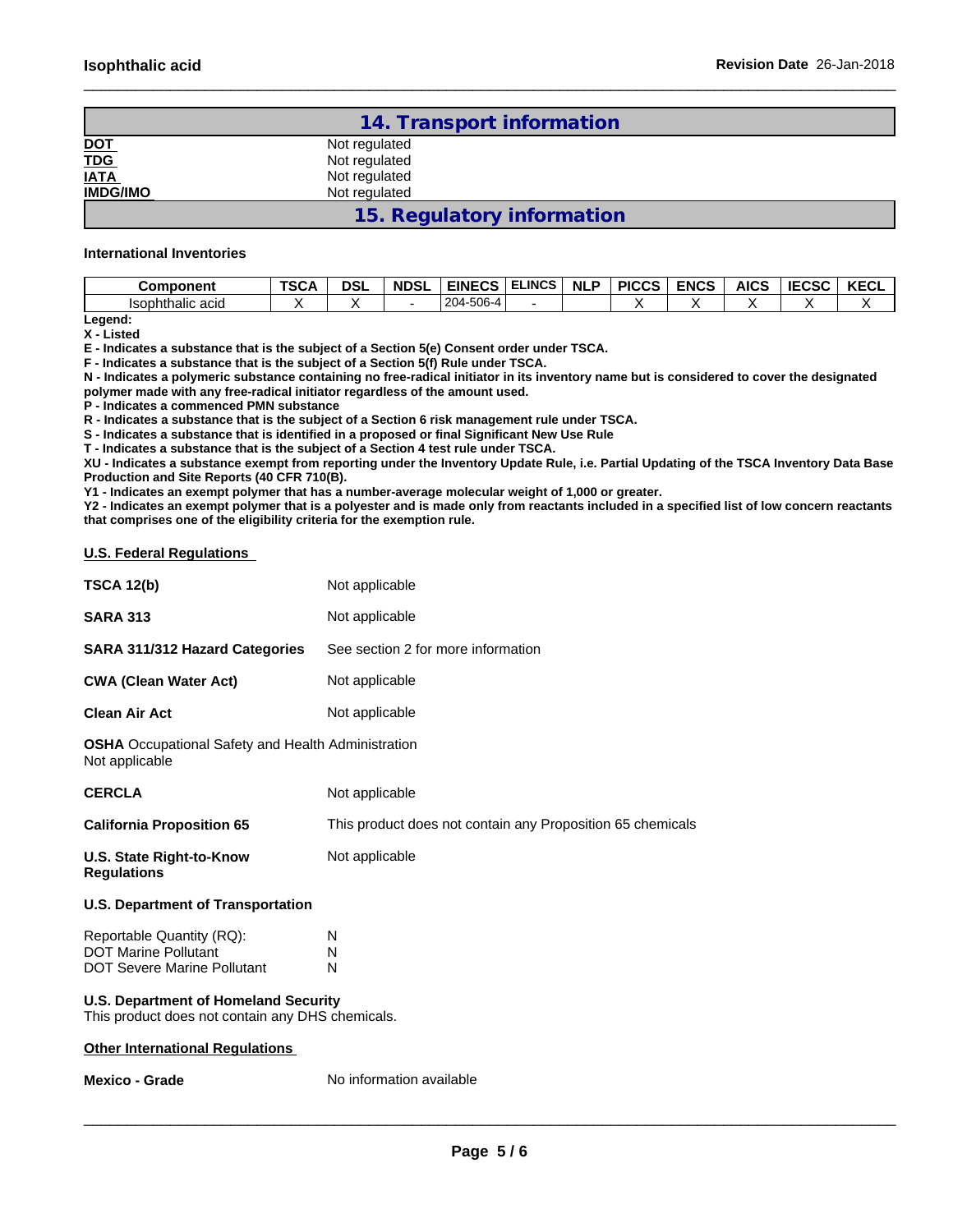## 14. Transport information

| | |
|---|---|
| **DOT** | Not regulated |
| **TDG** | Not regulated |
| **IATA** | Not regulated |
| **IMDG/IMO** | Not regulated |

## 15. Regulatory information

**International Inventories**

| Component | TSCA | DSL | NDSL | EINECS | ELINCS | NLP | PICCS | ENCS | AICS | IECSC | KECL |
|---|---|---|---|---|---|---|---|---|---|---|---|
| Isophthalic acid | X | X | - | 204-506-4 | - | | X | X | X | X | X |

**Legend:**

**X - Listed**

**E - Indicates a substance that is the subject of a Section 5(e) Consent order under TSCA.**

**F - Indicates a substance that is the subject of a Section 5(f) Rule under TSCA.**

**N - Indicates a polymeric substance containing no free-radical initiator in its inventory name but is considered to cover the designated polymer made with any free-radical initiator regardless of the amount used.**

**P - Indicates a commenced PMN substance**

**R - Indicates a substance that is the subject of a Section 6 risk management rule under TSCA.**

**S - Indicates a substance that is identified in a proposed or final Significant New Use Rule**

**T - Indicates a substance that is the subject of a Section 4 test rule under TSCA.**

**XU - Indicates a substance exempt from reporting under the Inventory Update Rule, i.e. Partial Updating of the TSCA Inventory Data Base Production and Site Reports (40 CFR 710(B).**

**Y1 - Indicates an exempt polymer that has a number-average molecular weight of 1,000 or greater.**

**Y2 - Indicates an exempt polymer that is a polyester and is made only from reactants included in a specified list of low concern reactants that comprises one of the eligibility criteria for the exemption rule.**

### U.S. Federal Regulations

**TSCA 12(b)** Not applicable

**SARA 313** Not applicable

**SARA 311/312 Hazard Categories** See section 2 for more information

**CWA (Clean Water Act)** Not applicable

**Clean Air Act** Not applicable

**OSHA** Occupational Safety and Health Administration
Not applicable

**CERCLA** Not applicable

**California Proposition 65** This product does not contain any Proposition 65 chemicals

**U.S. State Right-to-Know Regulations** Not applicable

**U.S. Department of Transportation**

| | |
|---|---|
| Reportable Quantity (RQ): | N |
| DOT Marine Pollutant | N |
| DOT Severe Marine Pollutant | N |

**U.S. Department of Homeland Security**
This product does not contain any DHS chemicals.

### Other International Regulations

**Mexico - Grade** No information available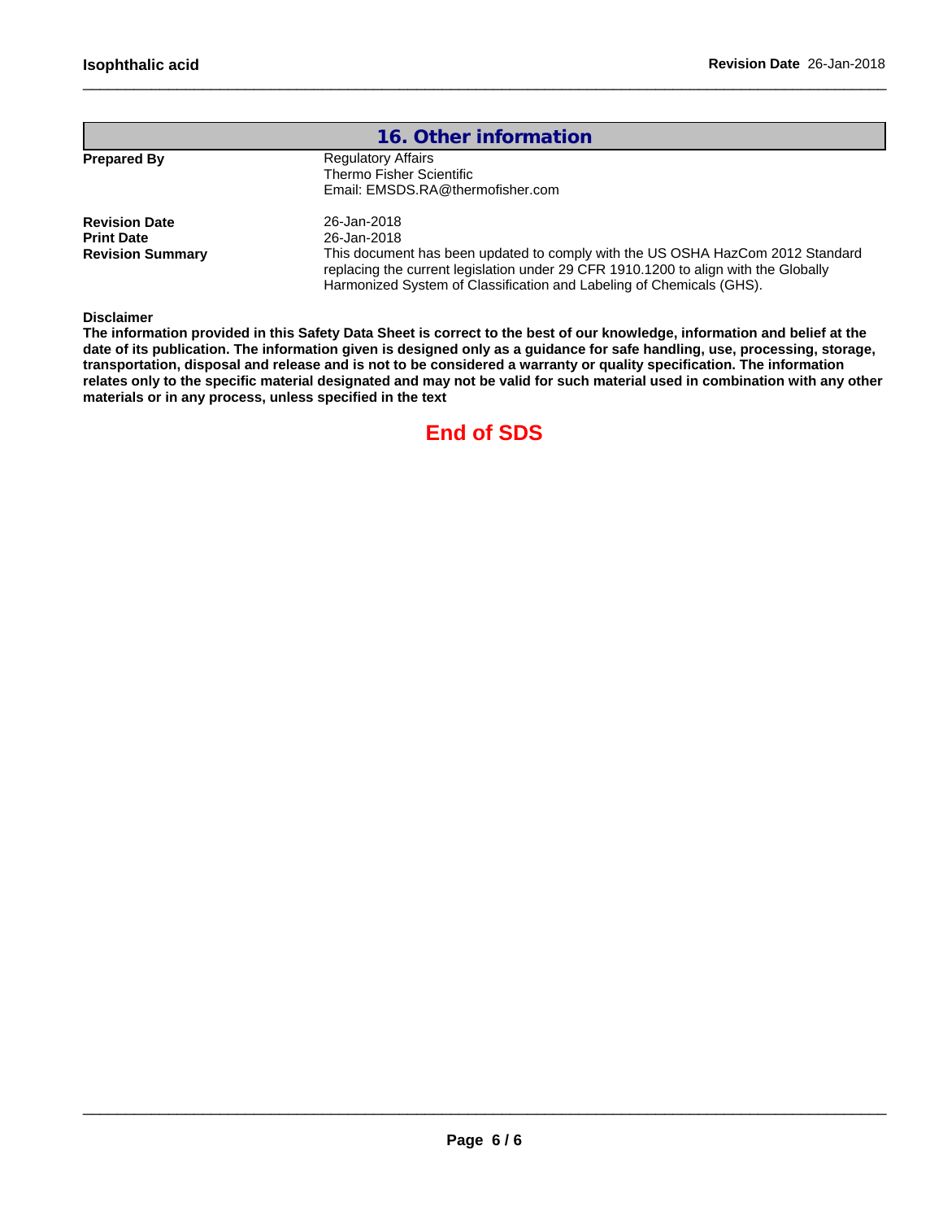## 16. Other information

**Prepared By**
Regulatory Affairs
Thermo Fisher Scientific
Email: EMSDS.RA@thermofisher.com

**Revision Date** 26-Jan-2018
**Print Date** 26-Jan-2018
**Revision Summary** This document has been updated to comply with the US OSHA HazCom 2012 Standard replacing the current legislation under 29 CFR 1910.1200 to align with the Globally Harmonized System of Classification and Labeling of Chemicals (GHS).

**Disclaimer**

**The information provided in this Safety Data Sheet is correct to the best of our knowledge, information and belief at the date of its publication. The information given is designed only as a guidance for safe handling, use, processing, storage, transportation, disposal and release and is not to be considered a warranty or quality specification. The information relates only to the specific material designated and may not be valid for such material used in combination with any other materials or in any process, unless specified in the text**

**End of SDS**